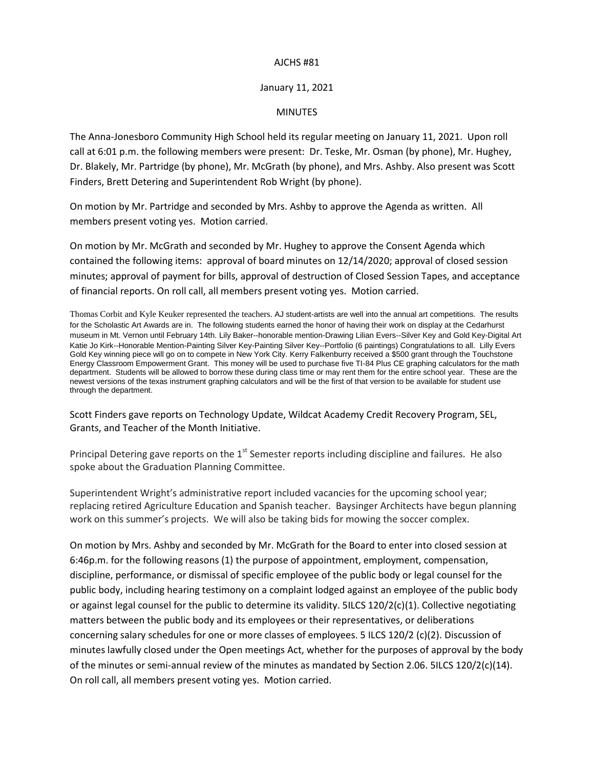AJCHS #81

January 11, 2021

MINUTES

The Anna-Jonesboro Community High School held its regular meeting on January 11, 2021. Upon roll call at 6:01 p.m. the following members were present: Dr. Teske, Mr. Osman (by phone), Mr. Hughey, Dr. Blakely, Mr. Partridge (by phone), Mr. McGrath (by phone), and Mrs. Ashby. Also present was Scott Finders, Brett Detering and Superintendent Rob Wright (by phone).

On motion by Mr. Partridge and seconded by Mrs. Ashby to approve the Agenda as written. All members present voting yes. Motion carried.

On motion by Mr. McGrath and seconded by Mr. Hughey to approve the Consent Agenda which contained the following items: approval of board minutes on 12/14/2020; approval of closed session minutes; approval of payment for bills, approval of destruction of Closed Session Tapes, and acceptance of financial reports. On roll call, all members present voting yes. Motion carried.

Thomas Corbit and Kyle Keuker represented the teachers. AJ student-artists are well into the annual art competitions. The results for the Scholastic Art Awards are in. The following students earned the honor of having their work on display at the Cedarhurst museum in Mt. Vernon until February 14th. Lily Baker--honorable mention-Drawing Lilian Evers--Silver Key and Gold Key-Digital Art Katie Jo Kirk--Honorable Mention-Painting Silver Key-Painting Silver Key--Portfolio (6 paintings) Congratulations to all. Lilly Evers Gold Key winning piece will go on to compete in New York City. Kerry Falkenburry received a $500 grant through the Touchstone Energy Classroom Empowerment Grant. This money will be used to purchase five TI-84 Plus CE graphing calculators for the math department. Students will be allowed to borrow these during class time or may rent them for the entire school year. These are the newest versions of the texas instrument graphing calculators and will be the first of that version to be available for student use through the department.

Scott Finders gave reports on Technology Update, Wildcat Academy Credit Recovery Program, SEL, Grants, and Teacher of the Month Initiative.

Principal Detering gave reports on the 1st Semester reports including discipline and failures. He also spoke about the Graduation Planning Committee.

Superintendent Wright's administrative report included vacancies for the upcoming school year; replacing retired Agriculture Education and Spanish teacher. Baysinger Architects have begun planning work on this summer's projects. We will also be taking bids for mowing the soccer complex.

On motion by Mrs. Ashby and seconded by Mr. McGrath for the Board to enter into closed session at 6:46p.m. for the following reasons (1) the purpose of appointment, employment, compensation, discipline, performance, or dismissal of specific employee of the public body or legal counsel for the public body, including hearing testimony on a complaint lodged against an employee of the public body or against legal counsel for the public to determine its validity. 5ILCS 120/2(c)(1). Collective negotiating matters between the public body and its employees or their representatives, or deliberations concerning salary schedules for one or more classes of employees. 5 ILCS 120/2 (c)(2). Discussion of minutes lawfully closed under the Open meetings Act, whether for the purposes of approval by the body of the minutes or semi-annual review of the minutes as mandated by Section 2.06. 5ILCS 120/2(c)(14). On roll call, all members present voting yes. Motion carried.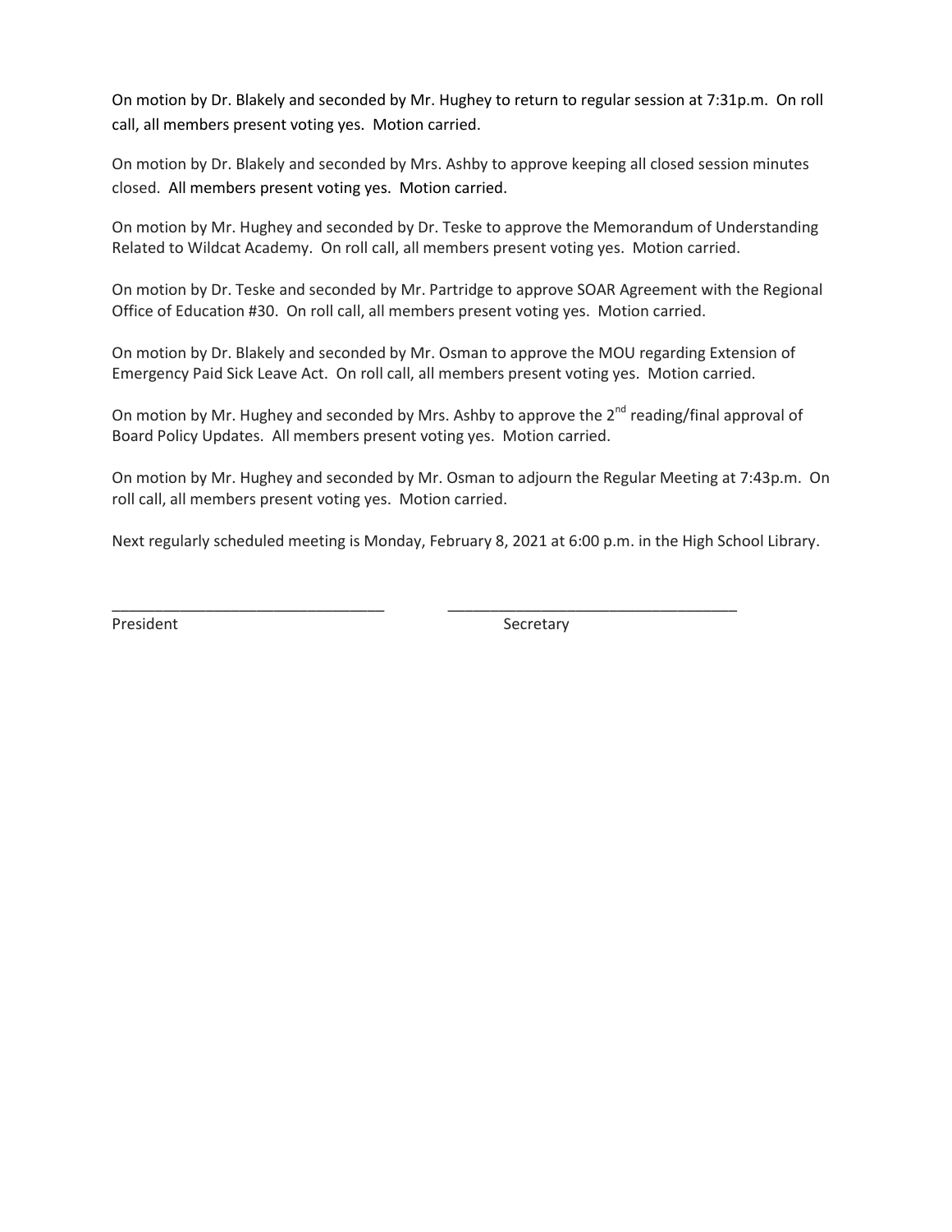On motion by Dr. Blakely and seconded by Mr. Hughey to return to regular session at 7:31p.m. On roll call, all members present voting yes. Motion carried.

On motion by Dr. Blakely and seconded by Mrs. Ashby to approve keeping all closed session minutes closed. All members present voting yes. Motion carried.

On motion by Mr. Hughey and seconded by Dr. Teske to approve the Memorandum of Understanding Related to Wildcat Academy. On roll call, all members present voting yes. Motion carried.

On motion by Dr. Teske and seconded by Mr. Partridge to approve SOAR Agreement with the Regional Office of Education #30. On roll call, all members present voting yes. Motion carried.

On motion by Dr. Blakely and seconded by Mr. Osman to approve the MOU regarding Extension of Emergency Paid Sick Leave Act. On roll call, all members present voting yes. Motion carried.

On motion by Mr. Hughey and seconded by Mrs. Ashby to approve the 2nd reading/final approval of Board Policy Updates. All members present voting yes. Motion carried.

On motion by Mr. Hughey and seconded by Mr. Osman to adjourn the Regular Meeting at 7:43p.m. On roll call, all members present voting yes. Motion carried.

Next regularly scheduled meeting is Monday, February 8, 2021 at 6:00 p.m. in the High School Library.

\_\_\_\_\_\_\_\_\_\_\_\_\_\_\_\_\_\_\_\_\_\_\_\_\_\_\_\_\_\_\_\_ \_\_\_\_\_\_\_\_\_\_\_\_\_\_\_\_\_\_\_\_\_\_\_\_\_\_\_\_\_\_\_\_\_\_

President Secretary